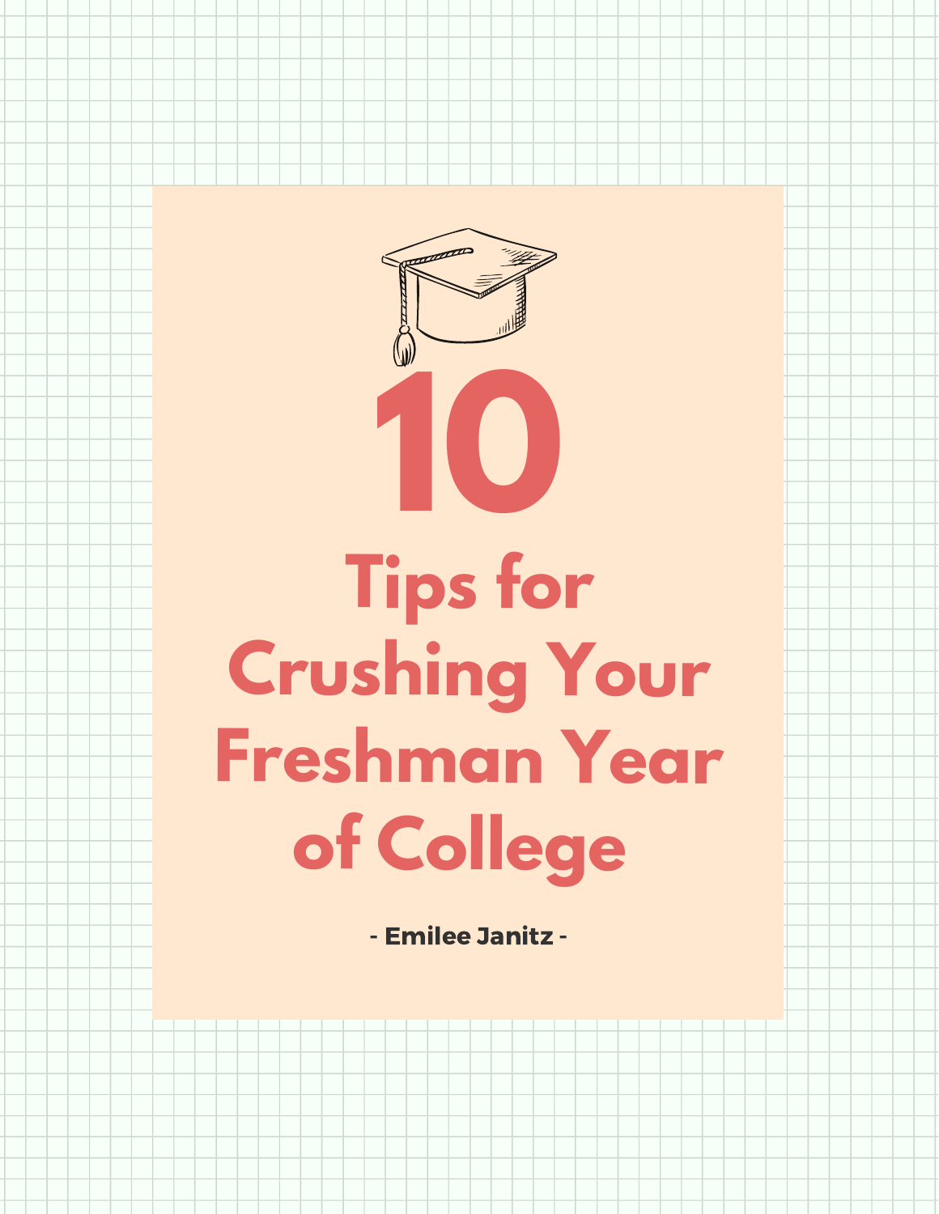# 10

# Tips for Crushing Your Freshman Year of College

**- Emilee Janitz -**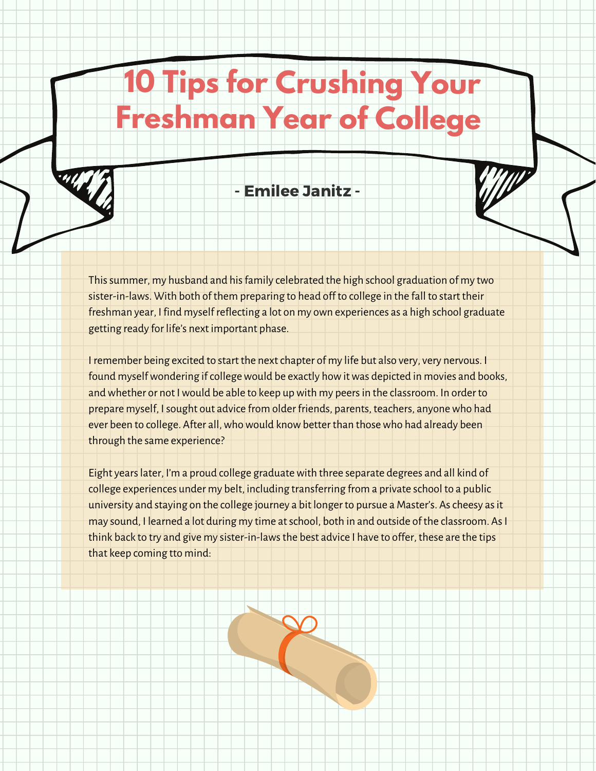# 10 Tips for Crushing Your Freshman Year of College

**- Emilee Janitz -**

This summer, my husband and his family celebrated the high school graduation of my two sister-in-laws. With both of them preparing to head off to college in the fall to start their freshman year, I find myself reflecting a lot on my own experiences as a high school graduate getting ready for life's next important phase.

I remember being excited to start the next chapter of my life but also very, very nervous. I found myself wondering if college would be exactly how it was depicted in movies and books, and whether or not I would be able to keep up with my peers in the classroom. In order to prepare myself, I sought out advice from older friends, parents, teachers, anyone who had ever been to college. After all, who would know better than those who had already been through the same experience?

Eight years later, I'm a proud college graduate with three separate degrees and all kind of college experiences under my belt, including transferring from a private school to a public university and staying on the college journey a bit longer to pursue a Master's. As cheesy as it may sound, I learned a lot during my time at school, both in and outside of the classroom. As I think back to try and give my sister-in-laws the best advice I have to offer, these are the tips that keep coming tto mind: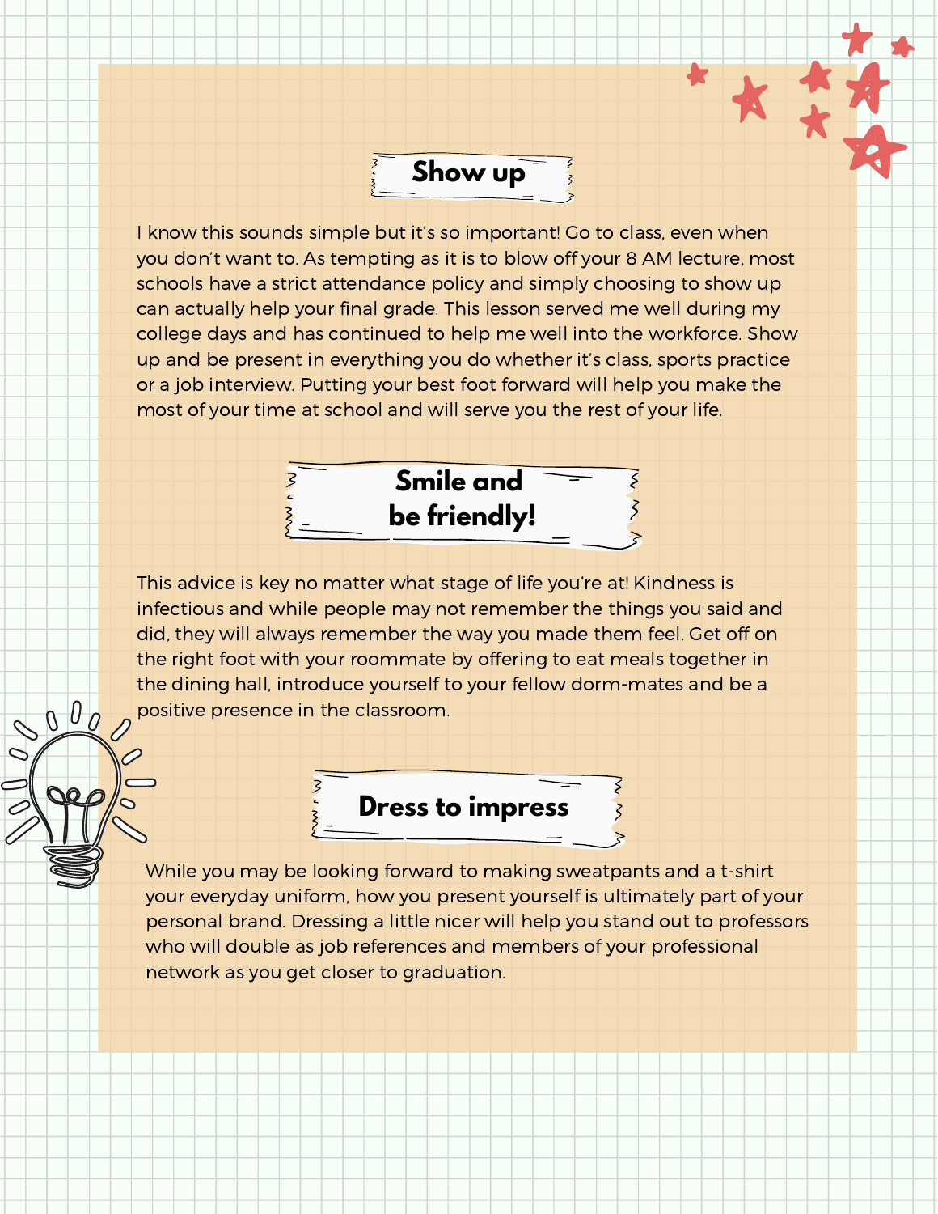## Show up

I know this sounds simple but it's so important! Go to class, even when you don't want to. As tempting as it is to blow off your 8 AM lecture, most schools have a strict attendance policy and simply choosing to show up can actually help your final grade. This lesson served me well during my college days and has continued to help me well into the workforce. Show up and be present in everything you do whether it's class, sports practice or a job interview. Putting your best foot forward will help you make the most of your time at school and will serve you the rest of your life.

## Smile and be friendly!

This advice is key no matter what stage of life you're at! Kindness is infectious and while people may not remember the things you said and did, they will always remember the way you made them feel. Get off on the right foot with your roommate by offering to eat meals together in the dining hall, introduce yourself to your fellow dorm-mates and be a positive presence in the classroom.

## Dress to impress

While you may be looking forward to making sweatpants and a t-shirt your everyday uniform, how you present yourself is ultimately part of your personal brand. Dressing a little nicer will help you stand out to professors who will double as job references and members of your professional network as you get closer to graduation.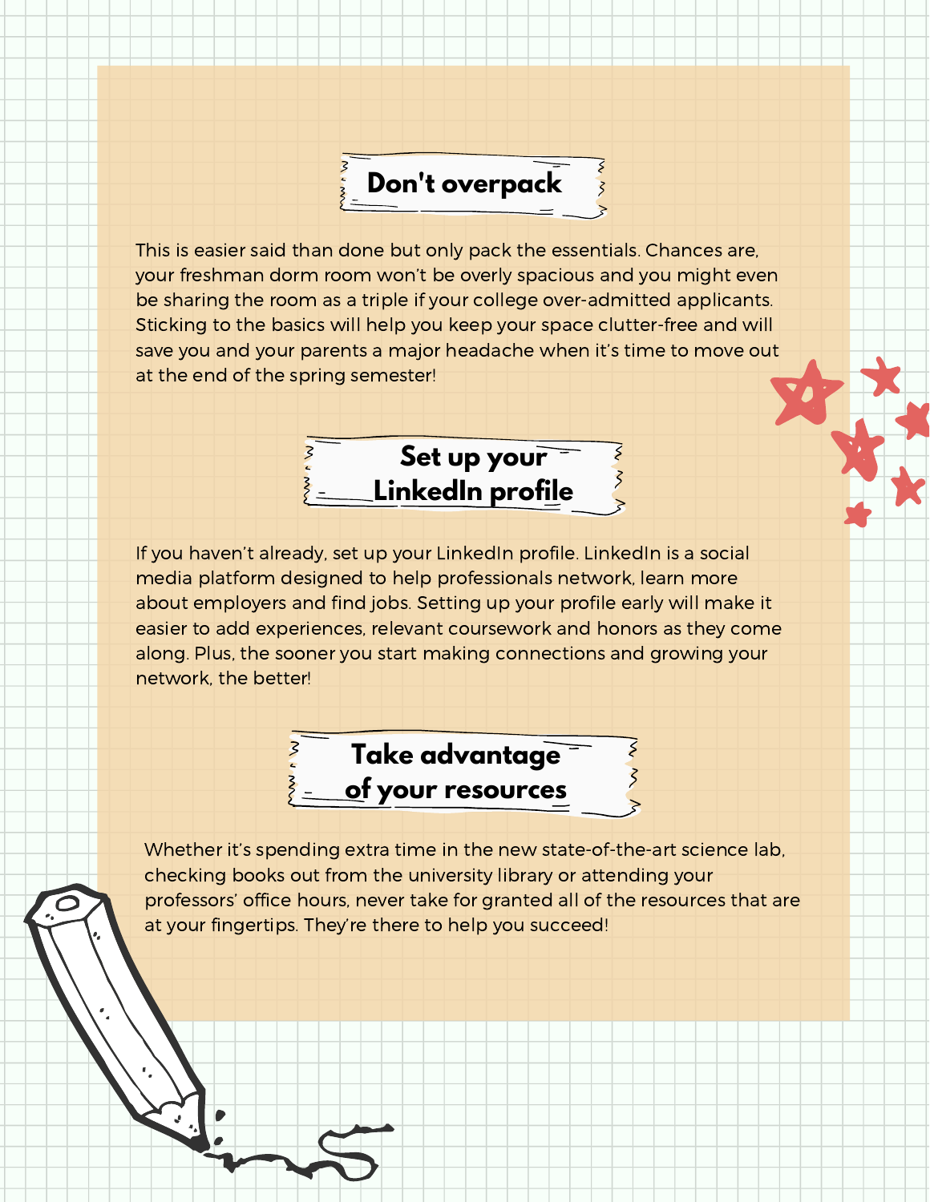## Don't overpack

This is easier said than done but only pack the essentials. Chances are, your freshman dorm room won't be overly spacious and you might even be sharing the room as a triple if your college over-admitted applicants. Sticking to the basics will help you keep your space clutter-free and will save you and your parents a major headache when it's time to move out at the end of the spring semester!

## Set up your LinkedIn profile

If you haven't already, set up your LinkedIn profile. LinkedIn is a social media platform designed to help professionals network, learn more about employers and find jobs. Setting up your profile early will make it easier to add experiences, relevant coursework and honors as they come along. Plus, the sooner you start making connections and growing your network, the better!

## Take advantage of your resources

Whether it's spending extra time in the new state-of-the-art science lab, checking books out from the university library or attending your professors' office hours, never take for granted all of the resources that are at your fingertips. They're there to help you succeed!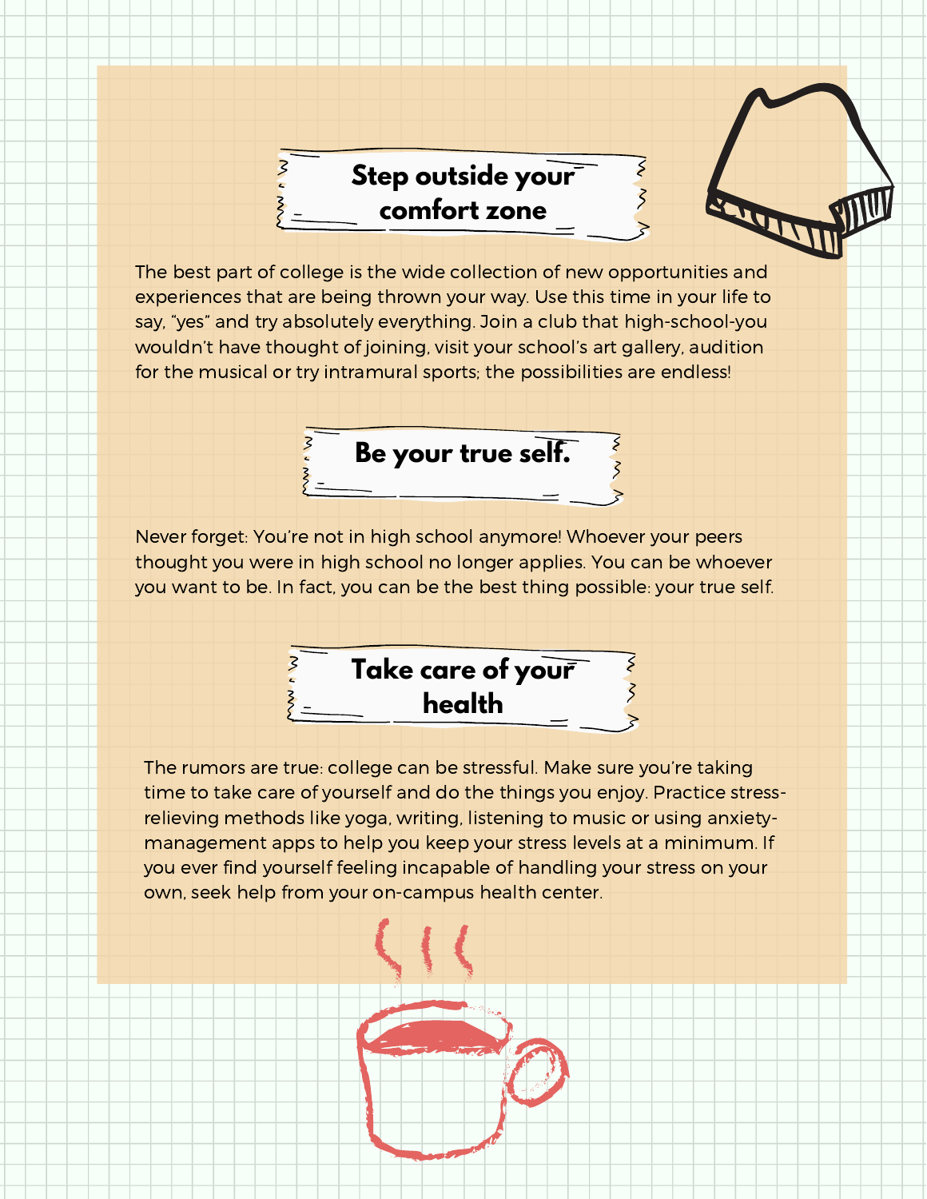## Step outside your comfort zone

The best part of college is the wide collection of new opportunities and experiences that are being thrown your way. Use this time in your life to say, "yes" and try absolutely everything. Join a club that high-school-you wouldn't have thought of joining, visit your school's art gallery, audition for the musical or try intramural sports; the possibilities are endless!

## Be your true self.

Never forget: You're not in high school anymore! Whoever your peers thought you were in high school no longer applies. You can be whoever you want to be. In fact, you can be the best thing possible: your true self.

## Take care of your health

The rumors are true: college can be stressful. Make sure you're taking time to take care of yourself and do the things you enjoy. Practice stress-relieving methods like yoga, writing, listening to music or using anxiety-management apps to help you keep your stress levels at a minimum. If you ever find yourself feeling incapable of handling your stress on your own, seek help from your on-campus health center.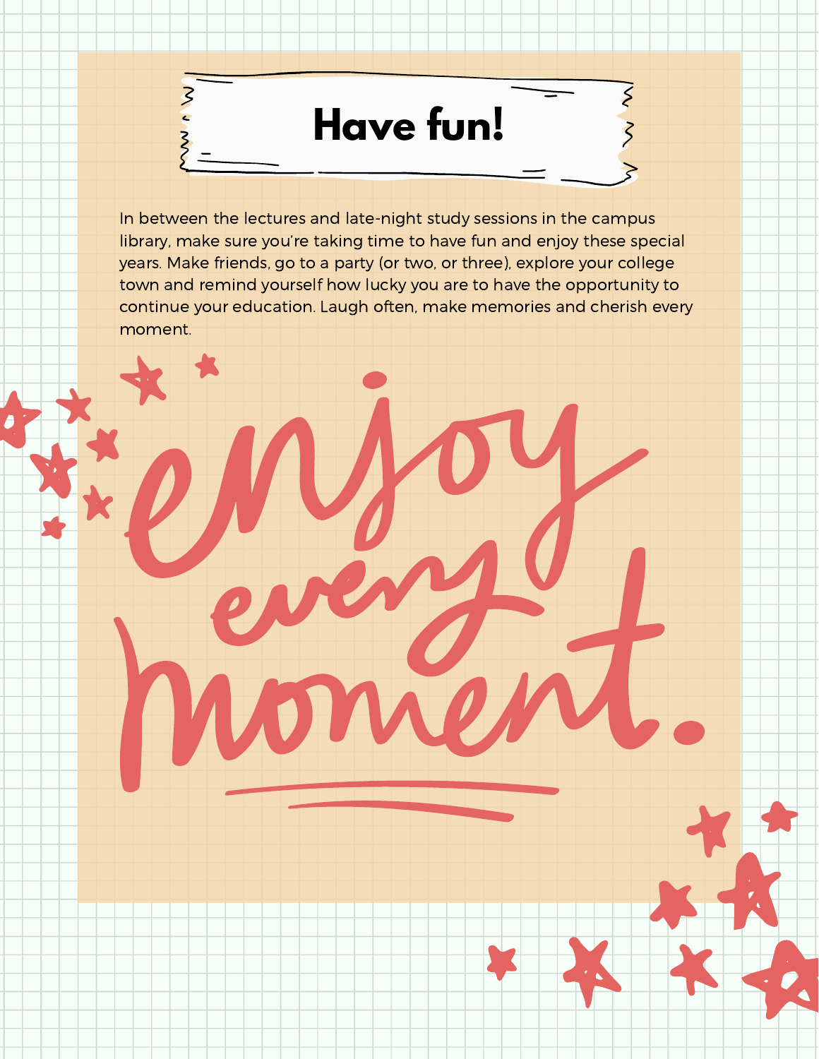# Have fun!

In between the lectures and late-night study sessions in the campus library, make sure you're taking time to have fun and enjoy these special years. Make friends, go to a party (or two, or three), explore your college town and remind yourself how lucky you are to have the opportunity to continue your education. Laugh often, make memories and cherish every moment.

enjoy every moment.